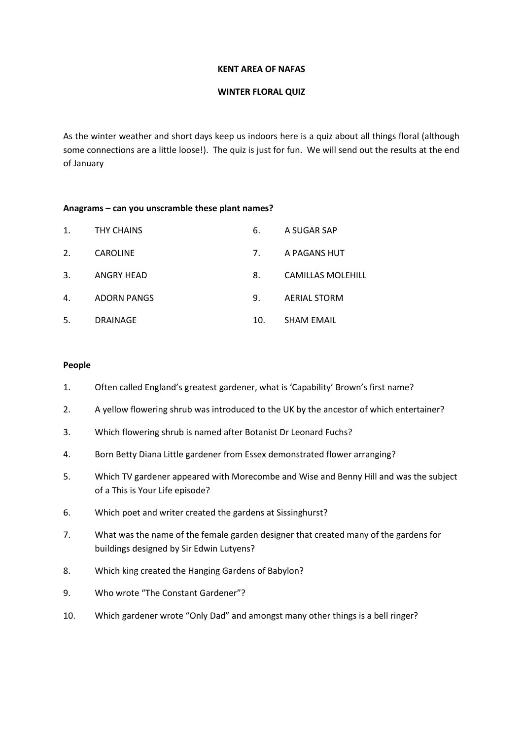# KENT AREA OF NAFAS

## WINTER FLORAL QUIZ

As the winter weather and short days keep us indoors here is a quiz about all things floral (although some connections are a little loose!). The quiz is just for fun. We will send out the results at the end of January

**Anagrams – can you unscramble these plant names?**

1. THY CHAINS
2. CAROLINE
3. ANGRY HEAD
4. ADORN PANGS
5. DRAINAGE
6. A SUGAR SAP
7. A PAGANS HUT
8. CAMILLAS MOLEHILL
9. AERIAL STORM
10. SHAM EMAIL

**People**

1. Often called England's greatest gardener, what is 'Capability' Brown's first name?
2. A yellow flowering shrub was introduced to the UK by the ancestor of which entertainer?
3. Which flowering shrub is named after Botanist Dr Leonard Fuchs?
4. Born Betty Diana Little gardener from Essex demonstrated flower arranging?
5. Which TV gardener appeared with Morecombe and Wise and Benny Hill and was the subject of a This is Your Life episode?
6. Which poet and writer created the gardens at Sissinghurst?
7. What was the name of the female garden designer that created many of the gardens for buildings designed by Sir Edwin Lutyens?
8. Which king created the Hanging Gardens of Babylon?
9. Who wrote "The Constant Gardener"?
10. Which gardener wrote "Only Dad" and amongst many other things is a bell ringer?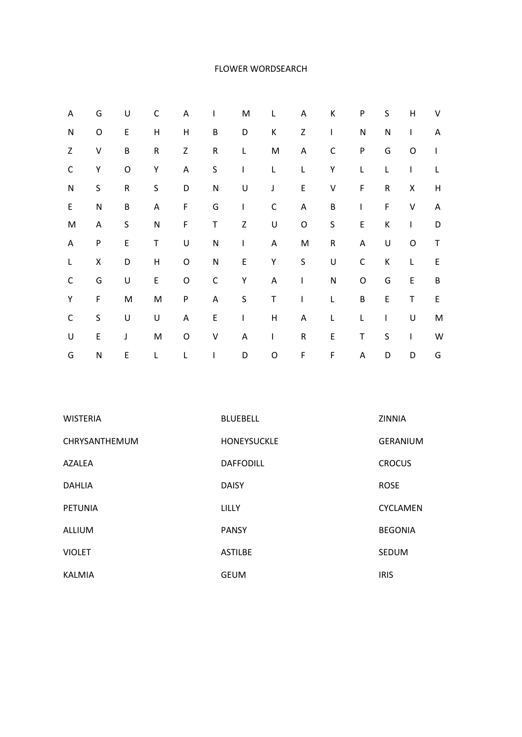# FLOWER WORDSEARCH

| | | | | | | | | | | | | | |
|---|---|---|---|---|---|---|---|---|---|---|---|---|---|
| A | G | U | C | A | I | M | L | A | K | P | S | H | V |
| N | O | E | H | H | B | D | K | Z | I | N | N | I | A |
| Z | V | B | R | Z | R | L | M | A | C | P | G | O | I |
| C | Y | O | Y | A | S | I | L | L | Y | L | L | I | L |
| N | S | R | S | D | N | U | J | E | V | F | R | X | H |
| E | N | B | A | F | G | I | C | A | B | I | F | V | A |
| M | A | S | N | F | T | Z | U | O | S | E | K | I | D |
| A | P | E | T | U | N | I | A | M | R | A | U | O | T |
| L | X | D | H | O | N | E | Y | S | U | C | K | L | E |
| C | G | U | E | O | C | Y | A | I | N | O | G | E | B |
| Y | F | M | M | P | A | S | T | I | L | B | E | T | E |
| C | S | U | U | A | E | I | H | A | L | L | I | U | M |
| U | E | J | M | O | V | A | I | R | E | T | S | I | W |
| G | N | E | L | L | I | D | O | F | F | A | D | D | G |

| | | |
|---|---|---|
| WISTERIA | BLUEBELL | ZINNIA |
| CHRYSANTHEMUM | HONEYSUCKLE | GERANIUM |
| AZALEA | DAFFODILL | CROCUS |
| DAHLIA | DAISY | ROSE |
| PETUNIA | LILLY | CYCLAMEN |
| ALLIUM | PANSY | BEGONIA |
| VIOLET | ASTILBE | SEDUM |
| KALMIA | GEUM | IRIS |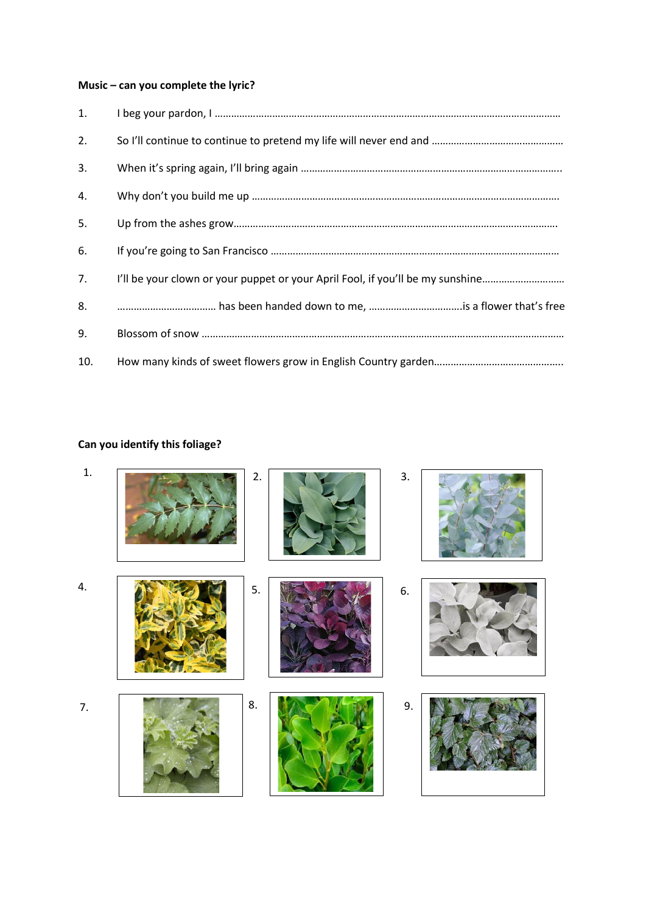**Music – can you complete the lyric?**

1. I beg your pardon, I ……………………………………………………………………………………………………………………

2. So I'll continue to continue to pretend my life will never end and …………………………………………

3. When it's spring again, I'll bring again …………………………………………………………………………………..

4. Why don't you build me up …………………………………………………………………………………………………

5. Up from the ashes grow……………………………………………………………………………………………………….

6. If you're going to San Francisco ………………………………………………………………………………………….

7. I'll be your clown or your puppet or your April Fool, if you'll be my sunshine…………………………

8. ……………………………… has been handed down to me, ……………………………is a flower that's free

9. Blossom of snow ……………………………………………………………………………………………………………….

10. How many kinds of sweet flowers grow in English Country garden………………………………………..

**Can you identify this foliage?**

1.

2.

3.

4.

5.

6.

7.

8.

9.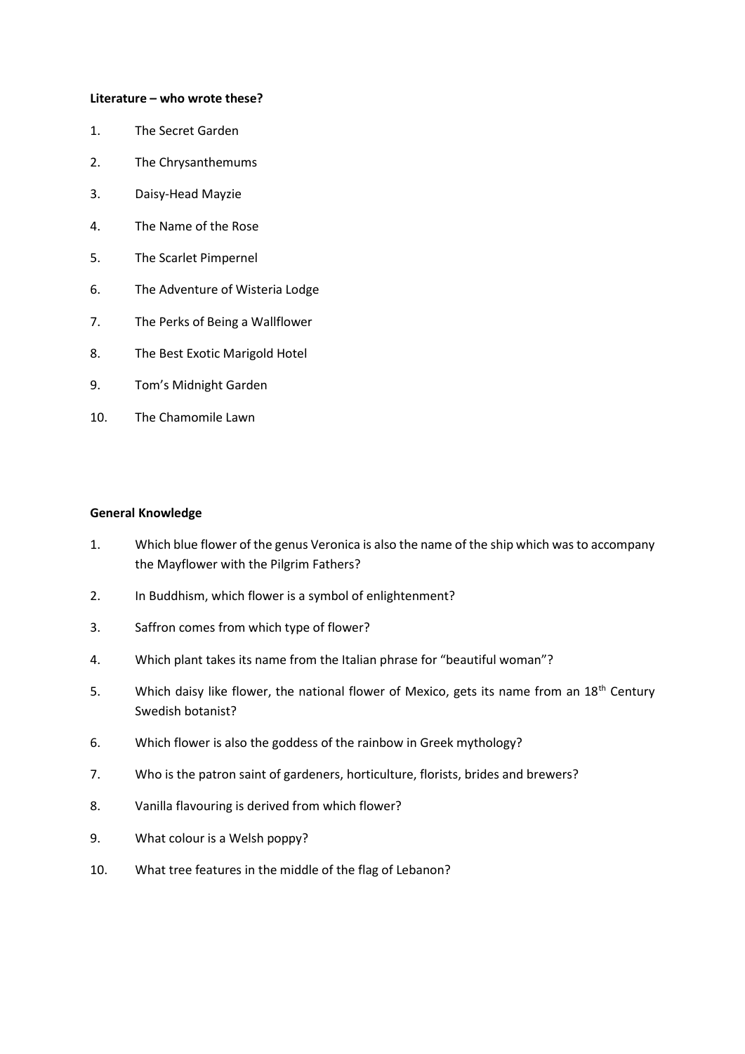**Literature – who wrote these?**

1. The Secret Garden
2. The Chrysanthemums
3. Daisy-Head Mayzie
4. The Name of the Rose
5. The Scarlet Pimpernel
6. The Adventure of Wisteria Lodge
7. The Perks of Being a Wallflower
8. The Best Exotic Marigold Hotel
9. Tom's Midnight Garden
10. The Chamomile Lawn

**General Knowledge**

1. Which blue flower of the genus Veronica is also the name of the ship which was to accompany the Mayflower with the Pilgrim Fathers?
2. In Buddhism, which flower is a symbol of enlightenment?
3. Saffron comes from which type of flower?
4. Which plant takes its name from the Italian phrase for "beautiful woman"?
5. Which daisy like flower, the national flower of Mexico, gets its name from an 18th Century Swedish botanist?
6. Which flower is also the goddess of the rainbow in Greek mythology?
7. Who is the patron saint of gardeners, horticulture, florists, brides and brewers?
8. Vanilla flavouring is derived from which flower?
9. What colour is a Welsh poppy?
10. What tree features in the middle of the flag of Lebanon?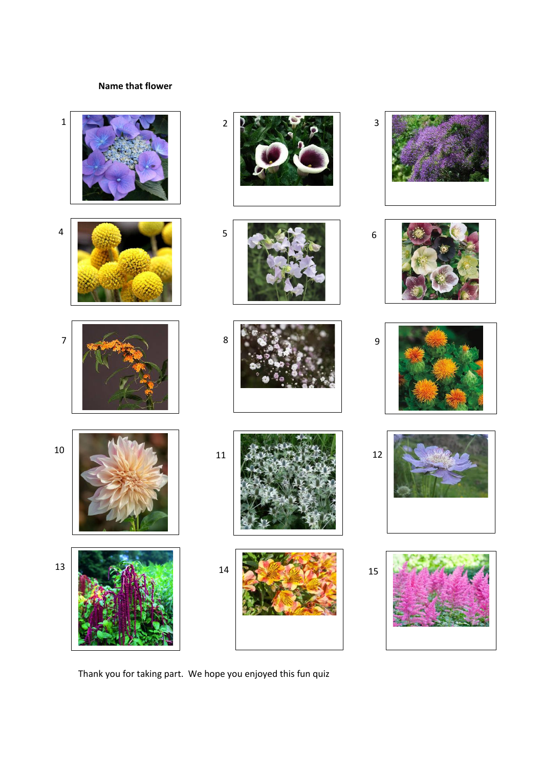**Name that flower**

1

2

3

4

5

6

7

8

9

10

11

12

13

14

15

Thank you for taking part. We hope you enjoyed this fun quiz